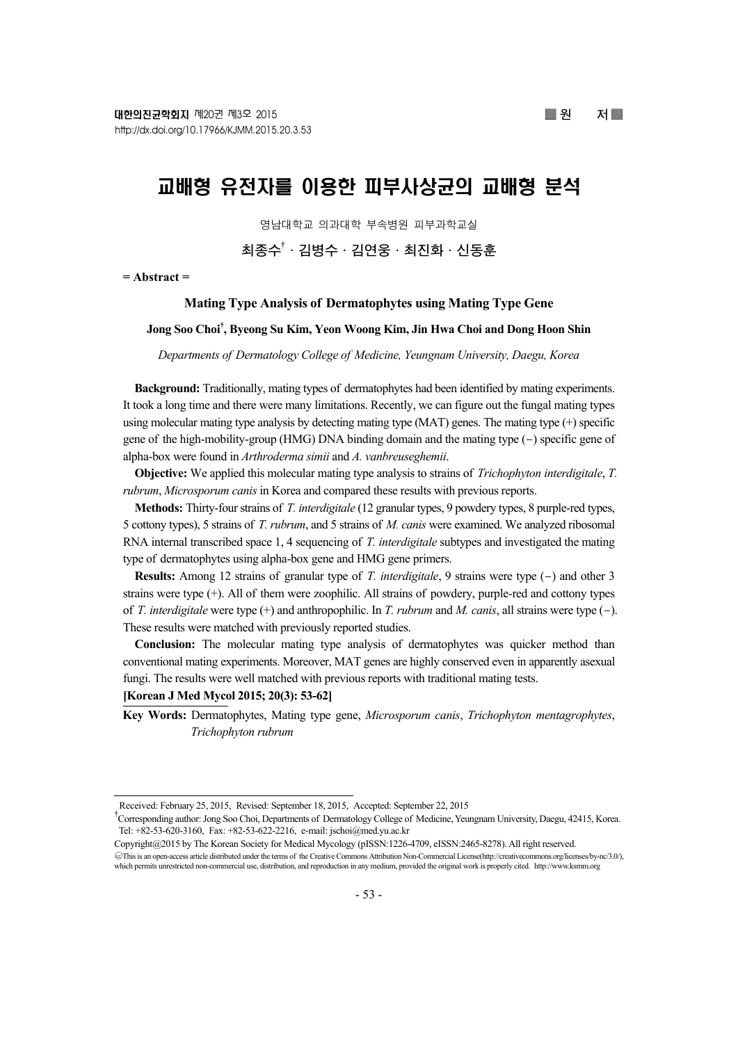■ 원 저 ■

# 교배형 유전자를 이용한 피부사상균의 교배형 분석

영남대학교 의과대학 부속병원 피부과학교실

최종수[†] · 김병수 · 김연웅 · 최진화 · 신동훈

= Abstract =

## Mating Type Analysis of Dermatophytes using Mating Type Gene

**Jong Soo Choi[†], Byeong Su Kim, Yeon Woong Kim, Jin Hwa Choi and Dong Hoon Shin**

*Departments of Dermatology College of Medicine, Yeungnam University, Daegu, Korea*

**Background:** Traditionally, mating types of dermatophytes had been identified by mating experiments. It took a long time and there were many limitations. Recently, we can figure out the fungal mating types using molecular mating type analysis by detecting mating type (MAT) genes. The mating type (+) specific gene of the high-mobility-group (HMG) DNA binding domain and the mating type (−) specific gene of alpha-box were found in *Arthroderma simii* and *A. vanbreuseghemii*.

**Objective:** We applied this molecular mating type analysis to strains of *Trichophyton interdigitale*, *T. rubrum*, *Microsporum canis* in Korea and compared these results with previous reports.

**Methods:** Thirty-four strains of *T. interdigitale* (12 granular types, 9 powdery types, 8 purple-red types, 5 cottony types), 5 strains of *T. rubrum*, and 5 strains of *M. canis* were examined. We analyzed ribosomal RNA internal transcribed space 1, 4 sequencing of *T. interdigitale* subtypes and investigated the mating type of dermatophytes using alpha-box gene and HMG gene primers.

**Results:** Among 12 strains of granular type of *T. interdigitale*, 9 strains were type (−) and other 3 strains were type (+). All of them were zoophilic. All strains of powdery, purple-red and cottony types of *T. interdigitale* were type (+) and anthropophilic. In *T. rubrum* and *M. canis*, all strains were type (−). These results were matched with previously reported studies.

**Conclusion:** The molecular mating type analysis of dermatophytes was quicker method than conventional mating experiments. Moreover, MAT genes are highly conserved even in apparently asexual fungi. The results were well matched with previous reports with traditional mating tests.

**[Korean J Med Mycol 2015; 20(3): 53-62]**

**Key Words:** Dermatophytes, Mating type gene, *Microsporum canis*, *Trichophyton mentagrophytes*, *Trichophyton rubrum*

---

Received: February 25, 2015, Revised: September 18, 2015, Accepted: September 22, 2015

[†]Corresponding author: Jong Soo Choi, Departments of Dermatology College of Medicine, Yeungnam University, Daegu, 42415, Korea. Tel: +82-53-620-3160, Fax: +82-53-622-2216, e-mail: jschoi@med.yu.ac.kr

Copyright@2015 by The Korean Society for Medical Mycology (pISSN:1226-4709, eISSN:2465-8278). All right reserved.

This is an open-access article distributed under the terms of the Creative Commons Attribution Non-Commercial License(http://creativecommons.org/licenses/by-nc/3.0/), which permits unrestricted non-commercial use, distribution, and reproduction in any medium, provided the original work is properly cited. http://www.ksmm.org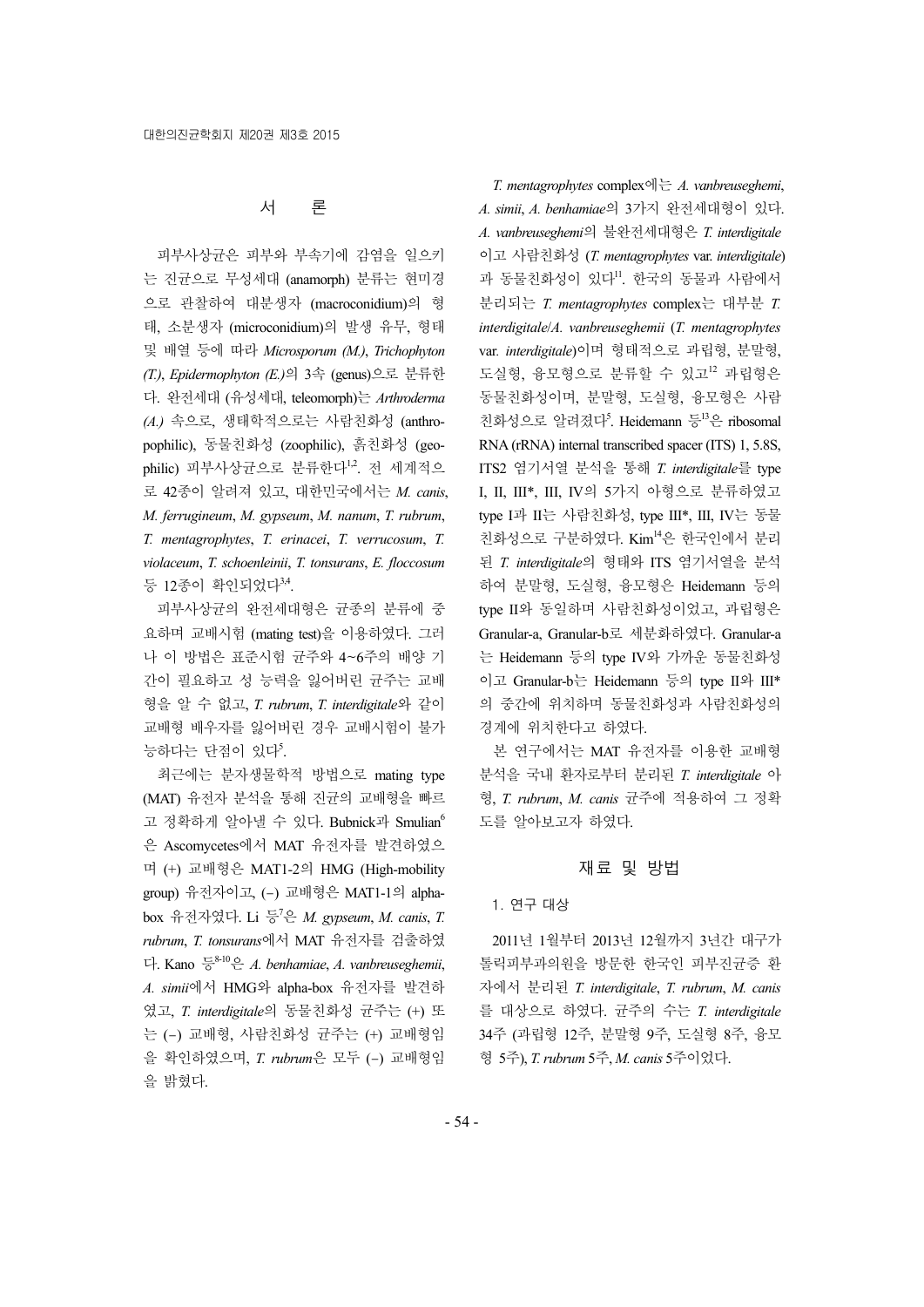## 서 론

피부사상균은 피부와 부속기에 감염을 일으키는 진균으로 무성세대 (anamorph) 분류는 현미경으로 관찰하여 대분생자 (macroconidium)의 형태, 소분생자 (microconidium)의 발생 유무, 형태 및 배열 등에 따라 *Microsporum (M.)*, *Trichophyton (T.)*, *Epidermophyton (E.)*의 3속 (genus)으로 분류한다. 완전세대 (유성세대, teleomorph)는 *Arthroderma (A.)* 속으로, 생태학적으로는 사람친화성 (anthropophilic), 동물친화성 (zoophilic), 흙친화성 (geophilic) 피부사상균으로 분류한다[1,2]. 전 세계적으로 42종이 알려져 있고, 대한민국에서는 *M. canis*, *M. ferrugineum*, *M. gypseum*, *M. nanum*, *T. rubrum*, *T. mentagrophytes*, *T. erinacei*, *T. verrucosum*, *T. violaceum*, *T. schoenleinii*, *T. tonsurans*, *E. floccosum* 등 12종이 확인되었다[3,4].

피부사상균의 완전세대형은 균종의 분류에 중요하며 교배시험 (mating test)을 이용하였다. 그러나 이 방법은 표준시험 균주와 4~6주의 배양 기간이 필요하고 성 능력을 잃어버린 균주는 교배형을 알 수 없고, *T. rubrum*, *T. interdigitale*와 같이 교배형 배우자를 잃어버린 경우 교배시험이 불가능하다는 단점이 있다[5].

최근에는 분자생물학적 방법으로 mating type (MAT) 유전자 분석을 통해 진균의 교배형을 빠르고 정확하게 알아낼 수 있다. Bubnick과 Smulian[6]은 Ascomycetes에서 MAT 유전자를 발견하였으며 (+) 교배형은 MAT1-2의 HMG (High-mobility group) 유전자이고, (−) 교배형은 MAT1-1의 alpha-box 유전자였다. Li 등[7]은 *M. gypseum*, *M. canis*, *T. rubrum*, *T. tonsurans*에서 MAT 유전자를 검출하였다. Kano 등[8-10]은 *A. benhamiae*, *A. vanbreuseghemii*, *A. simii*에서 HMG와 alpha-box 유전자를 발견하였고, *T. interdigitale*의 동물친화성 균주는 (+) 또는 (−) 교배형, 사람친화성 균주는 (+) 교배형임을 확인하였으며, *T. rubrum*은 모두 (−) 교배형임을 밝혔다.

*T. mentagrophytes* complex에는 *A. vanbreuseghemi*, *A. simii*, *A. benhamiae*의 3가지 완전세대형이 있다. *A. vanbreuseghemi*의 불완전세대형은 *T. interdigitale*이고 사람친화성 (*T. mentagrophytes* var. *interdigitale*)과 동물친화성이 있다[11]. 한국의 동물과 사람에서 분리되는 *T. mentagrophytes* complex는 대부분 *T. interdigitale*/*A. vanbreuseghemii* (*T. mentagrophytes* var. *interdigitale*)이며 형태적으로 과립형, 분말형, 도실형, 융모형으로 분류할 수 있고[12] 과립형은 동물친화성이며, 분말형, 도실형, 융모형은 사람친화성으로 알려졌다[5]. Heidemann 등[13]은 ribosomal RNA (rRNA) internal transcribed spacer (ITS) 1, 5.8S, ITS2 염기서열 분석을 통해 *T. interdigitale*를 type I, II, III*, III, IV의 5가지 아형으로 분류하였고 type I과 II는 사람친화성, type III*, III, IV는 동물친화성으로 구분하였다. Kim[14]은 한국인에서 분리된 *T. interdigitale*의 형태와 ITS 염기서열을 분석하여 분말형, 도실형, 융모형은 Heidemann 등의 type II와 동일하며 사람친화성이었고, 과립형은 Granular-a, Granular-b로 세분화하였다. Granular-a는 Heidemann 등의 type IV와 가까운 동물친화성이고 Granular-b는 Heidemann 등의 type II와 III*의 중간에 위치하며 동물친화성과 사람친화성의 경계에 위치한다고 하였다.

본 연구에서는 MAT 유전자를 이용한 교배형 분석을 국내 환자로부터 분리된 *T. interdigitale* 아형, *T. rubrum*, *M. canis* 균주에 적용하여 그 정확도를 알아보고자 하였다.

## 재료 및 방법

### 1. 연구 대상

2011년 1월부터 2013년 12월까지 3년간 대구가톨릭피부과의원을 방문한 한국인 피부진균증 환자에서 분리된 *T. interdigitale*, *T. rubrum*, *M. canis*를 대상으로 하였다. 균주의 수는 *T. interdigitale* 34주 (과립형 12주, 분말형 9주, 도실형 8주, 융모형 5주), *T. rubrum* 5주, *M. canis* 5주이었다.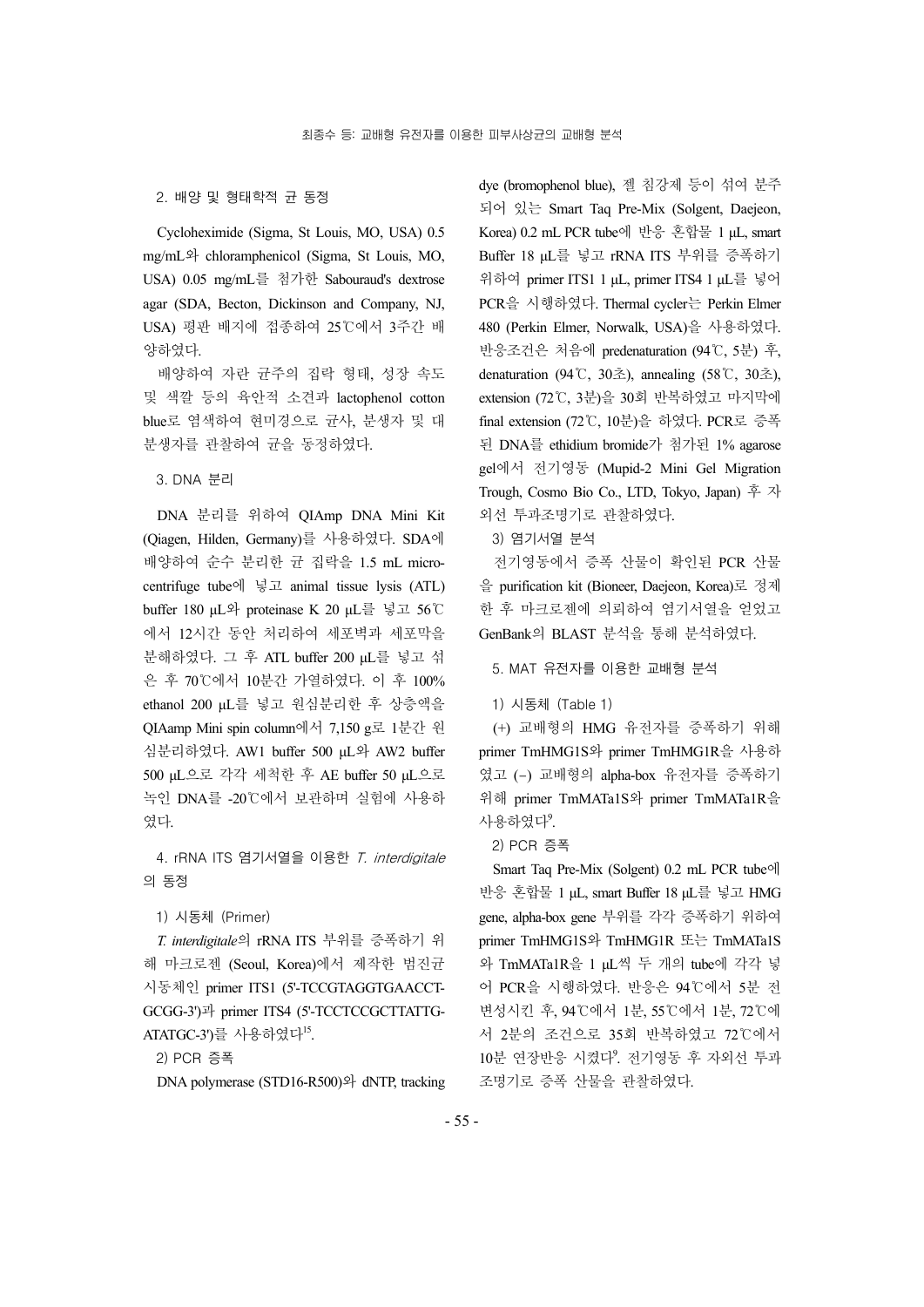### 2. 배양 및 형태학적 균 동정

Cycloheximide (Sigma, St Louis, MO, USA) 0.5 mg/mL와 chloramphenicol (Sigma, St Louis, MO, USA) 0.05 mg/mL를 첨가한 Sabouraud's dextrose agar (SDA, Becton, Dickinson and Company, NJ, USA) 평판 배지에 접종하여 25℃에서 3주간 배양하였다.

배양하여 자란 균주의 집락 형태, 성장 속도 및 색깔 등의 육안적 소견과 lactophenol cotton blue로 염색하여 현미경으로 균사, 분생자 및 대분생자를 관찰하여 균을 동정하였다.

### 3. DNA 분리

DNA 분리를 위하여 QIAmp DNA Mini Kit (Qiagen, Hilden, Germany)를 사용하였다. SDA에 배양하여 순수 분리한 균 집락을 1.5 mL microcentrifuge tube에 넣고 animal tissue lysis (ATL) buffer 180 μL와 proteinase K 20 μL를 넣고 56℃에서 12시간 동안 처리하여 세포벽과 세포막을 분해하였다. 그 후 ATL buffer 200 μL를 넣고 섞은 후 70℃에서 10분간 가열하였다. 이 후 100% ethanol 200 μL를 넣고 원심분리한 후 상층액을 QIAamp Mini spin column에서 7,150 g로 1분간 원심분리하였다. AW1 buffer 500 μL와 AW2 buffer 500 μL으로 각각 세척한 후 AE buffer 50 μL으로 녹인 DNA를 -20℃에서 보관하며 실험에 사용하였다.

### 4. rRNA ITS 염기서열을 이용한 *T. interdigitale*의 동정

1) 시동체 (Primer)

*T. interdigitale*의 rRNA ITS 부위를 증폭하기 위해 마크로젠 (Seoul, Korea)에서 제작한 범진균 시동체인 primer ITS1 (5'-TCCGTAGGTGAACCT-GCGG-3')과 primer ITS4 (5'-TCCTCCGCTTATTG-ATATGC-3')를 사용하였다[15].

2) PCR 증폭

DNA polymerase (STD16-R500)와 dNTP, tracking dye (bromophenol blue), 젤 침강제 등이 섞여 분주되어 있는 Smart Taq Pre-Mix (Solgent, Daejeon, Korea) 0.2 mL PCR tube에 반응 혼합물 1 μL, smart Buffer 18 μL를 넣고 rRNA ITS 부위를 증폭하기 위하여 primer ITS1 1 μL, primer ITS4 1 μL를 넣어 PCR을 시행하였다. Thermal cycler는 Perkin Elmer 480 (Perkin Elmer, Norwalk, USA)을 사용하였다. 반응조건은 처음에 predenaturation (94℃, 5분) 후, denaturation (94℃, 30초), annealing (58℃, 30초), extension (72℃, 3분)을 30회 반복하였고 마지막에 final extension (72℃, 10분)을 하였다. PCR로 증폭된 DNA를 ethidium bromide가 첨가된 1% agarose gel에서 전기영동 (Mupid-2 Mini Gel Migration Trough, Cosmo Bio Co., LTD, Tokyo, Japan) 후 자외선 투과조명기로 관찰하였다.

3) 염기서열 분석

전기영동에서 증폭 산물이 확인된 PCR 산물을 purification kit (Bioneer, Daejeon, Korea)로 정제한 후 마크로젠에 의뢰하여 염기서열을 얻었고 GenBank의 BLAST 분석을 통해 분석하였다.

### 5. MAT 유전자를 이용한 교배형 분석

1) 시동체 (Table 1)

(+) 교배형의 HMG 유전자를 증폭하기 위해 primer TmHMG1S와 primer TmHMG1R을 사용하였고 (−) 교배형의 alpha-box 유전자를 증폭하기 위해 primer TmMATa1S와 primer TmMATa1R을 사용하였다[9].

2) PCR 증폭

Smart Taq Pre-Mix (Solgent) 0.2 mL PCR tube에 반응 혼합물 1 μL, smart Buffer 18 μL를 넣고 HMG gene, alpha-box gene 부위를 각각 증폭하기 위하여 primer TmHMG1S와 TmHMG1R 또는 TmMATa1S와 TmMATa1R을 1 μL씩 두 개의 tube에 각각 넣어 PCR을 시행하였다. 반응은 94℃에서 5분 전변성시킨 후, 94℃에서 1분, 55℃에서 1분, 72℃에서 2분의 조건으로 35회 반복하였고 72℃에서 10분 연장반응 시켰다[9]. 전기영동 후 자외선 투과조명기로 증폭 산물을 관찰하였다.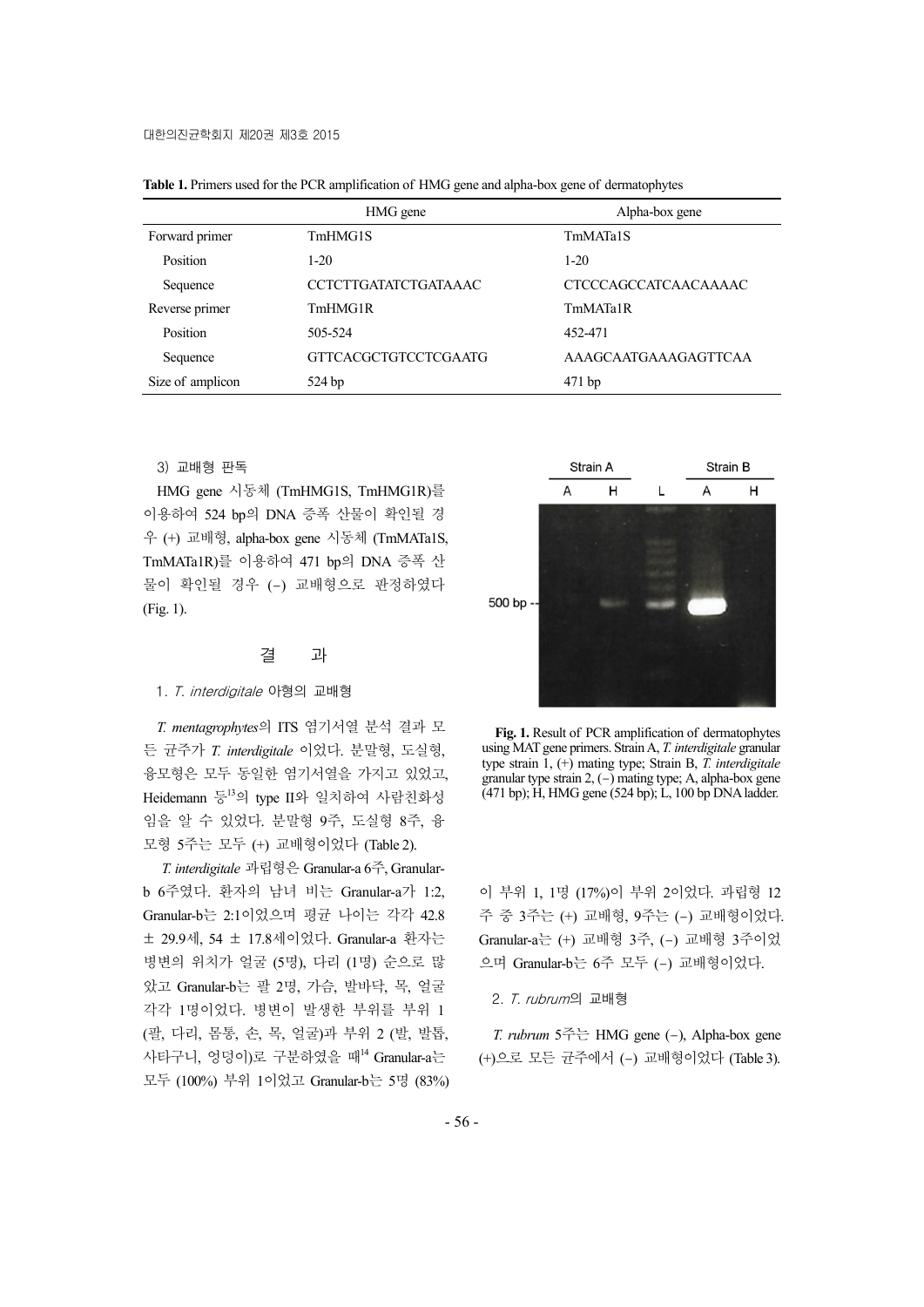**Table 1.** Primers used for the PCR amplification of HMG gene and alpha-box gene of dermatophytes

| | HMG gene | Alpha-box gene |
|---|---|---|
| Forward primer | TmHMG1S | TmMATa1S |
| Position | 1-20 | 1-20 |
| Sequence | CCTCTTGATATCTGATAAAC | CTCCCAGCCATCAACAAAAC |
| Reverse primer | TmHMG1R | TmMATa1R |
| Position | 505-524 | 452-471 |
| Sequence | GTTCACGCTGTCCTCGAATG | AAAGCAATGAAAGAGTTCAA |
| Size of amplicon | 524 bp | 471 bp |

3) 교배형 판독

HMG gene 시동체 (TmHMG1S, TmHMG1R)를 이용하여 524 bp의 DNA 증폭 산물이 확인될 경우 (+) 교배형, alpha-box gene 시동체 (TmMATa1S, TmMATa1R)를 이용하여 471 bp의 DNA 증폭 산물이 확인될 경우 (−) 교배형으로 판정하였다 (Fig. 1).

**Fig. 1.** Result of PCR amplification of dermatophytes using MAT gene primers. Strain A, *T. interdigitale* granular type strain 1, (+) mating type; Strain B, *T. interdigitale* granular type strain 2, (−) mating type; A, alpha-box gene (471 bp); H, HMG gene (524 bp); L, 100 bp DNA ladder.

## 결 과

### 1. *T. interdigitale* 아형의 교배형

*T. mentagrophytes*의 ITS 염기서열 분석 결과 모든 균주가 *T. interdigitale* 이었다. 분말형, 도실형, 융모형은 모두 동일한 염기서열을 가지고 있었고, Heidemann 등[13]의 type II와 일치하여 사람친화성임을 알 수 있었다. 분말형 9주, 도실형 8주, 융모형 5주는 모두 (+) 교배형이었다 (Table 2).

*T. interdigitale* 과립형은 Granular-a 6주, Granular-b 6주였다. 환자의 남녀 비는 Granular-a가 1:2, Granular-b는 2:1이었으며 평균 나이는 각각 42.8 ± 29.9세, 54 ± 17.8세이었다. Granular-a 환자는 병변의 위치가 얼굴 (5명), 다리 (1명) 순으로 많았고 Granular-b는 팔 2명, 가슴, 발바닥, 목, 얼굴 각각 1명이었다. 병변이 발생한 부위를 부위 1 (팔, 다리, 몸통, 손, 목, 얼굴)과 부위 2 (발, 발톱, 사타구니, 엉덩이)로 구분하였을 때[14] Granular-a는 모두 (100%) 부위 1이었고 Granular-b는 5명 (83%)이 부위 1, 1명 (17%)이 부위 2이었다. 과립형 12주 중 3주는 (+) 교배형, 9주는 (−) 교배형이었다. Granular-a는 (+) 교배형 3주, (−) 교배형 3주이었으며 Granular-b는 6주 모두 (−) 교배형이었다.

### 2. *T. rubrum*의 교배형

*T. rubrum* 5주는 HMG gene (−), Alpha-box gene (+)으로 모든 균주에서 (−) 교배형이었다 (Table 3).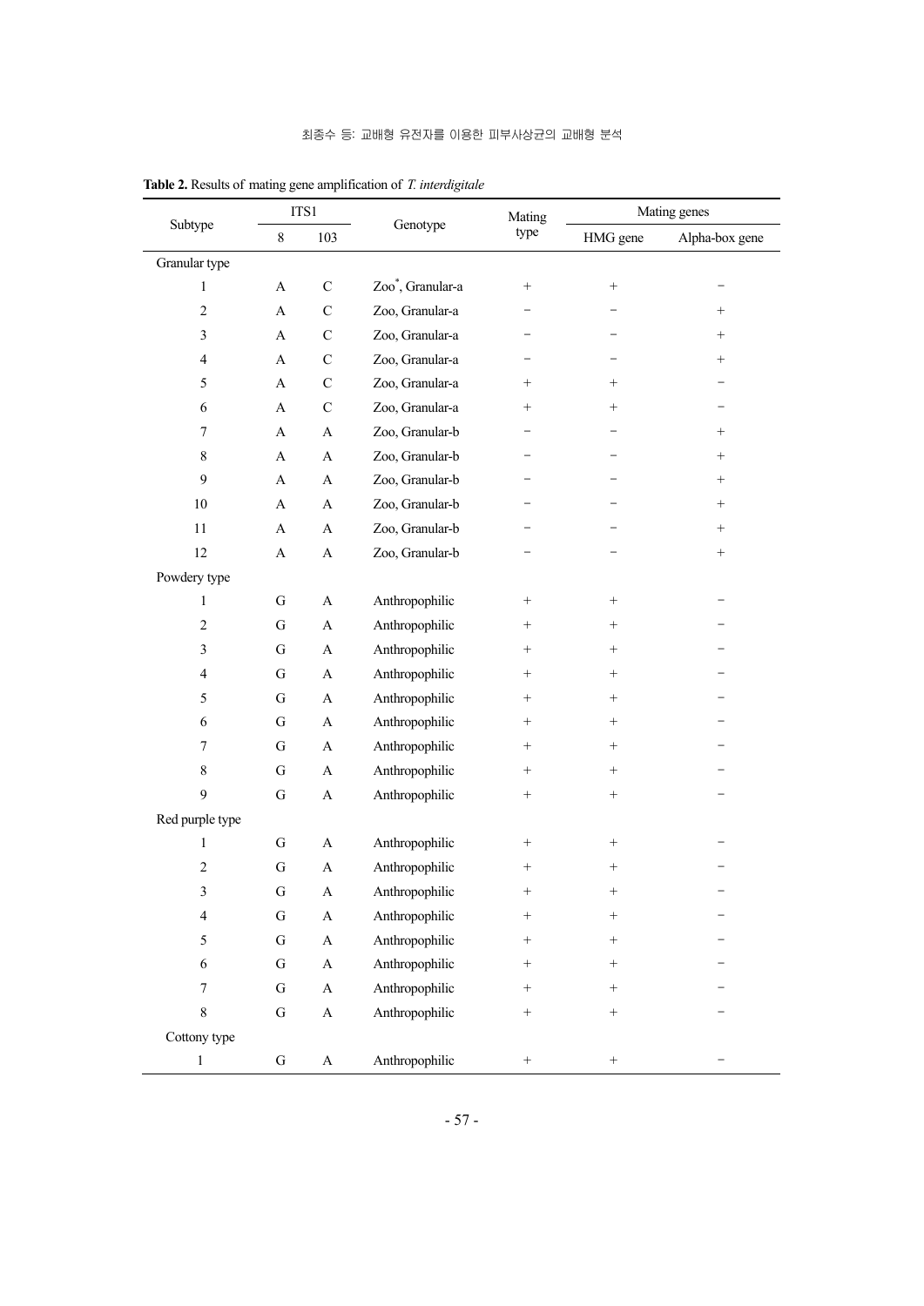**Table 2.** Results of mating gene amplification of *T. interdigitale*

| Subtype | ITS1 | | Genotype | Mating type | Mating genes | |
|---|---|---|---|---|---|---|
| | 8 | 103 | | | HMG gene | Alpha-box gene |
| Granular type | | | | | | |
| 1 | A | C | Zoo*, Granular-a | + | + | − |
| 2 | A | C | Zoo, Granular-a | − | − | + |
| 3 | A | C | Zoo, Granular-a | − | − | + |
| 4 | A | C | Zoo, Granular-a | − | − | + |
| 5 | A | C | Zoo, Granular-a | + | + | − |
| 6 | A | C | Zoo, Granular-a | + | + | − |
| 7 | A | A | Zoo, Granular-b | − | − | + |
| 8 | A | A | Zoo, Granular-b | − | − | + |
| 9 | A | A | Zoo, Granular-b | − | − | + |
| 10 | A | A | Zoo, Granular-b | − | − | + |
| 11 | A | A | Zoo, Granular-b | − | − | + |
| 12 | A | A | Zoo, Granular-b | − | − | + |
| Powdery type | | | | | | |
| 1 | G | A | Anthropophilic | + | + | − |
| 2 | G | A | Anthropophilic | + | + | − |
| 3 | G | A | Anthropophilic | + | + | − |
| 4 | G | A | Anthropophilic | + | + | − |
| 5 | G | A | Anthropophilic | + | + | − |
| 6 | G | A | Anthropophilic | + | + | − |
| 7 | G | A | Anthropophilic | + | + | − |
| 8 | G | A | Anthropophilic | + | + | − |
| 9 | G | A | Anthropophilic | + | + | − |
| Red purple type | | | | | | |
| 1 | G | A | Anthropophilic | + | + | − |
| 2 | G | A | Anthropophilic | + | + | − |
| 3 | G | A | Anthropophilic | + | + | − |
| 4 | G | A | Anthropophilic | + | + | − |
| 5 | G | A | Anthropophilic | + | + | − |
| 6 | G | A | Anthropophilic | + | + | − |
| 7 | G | A | Anthropophilic | + | + | − |
| 8 | G | A | Anthropophilic | + | + | − |
| Cottony type | | | | | | |
| 1 | G | A | Anthropophilic | + | + | − |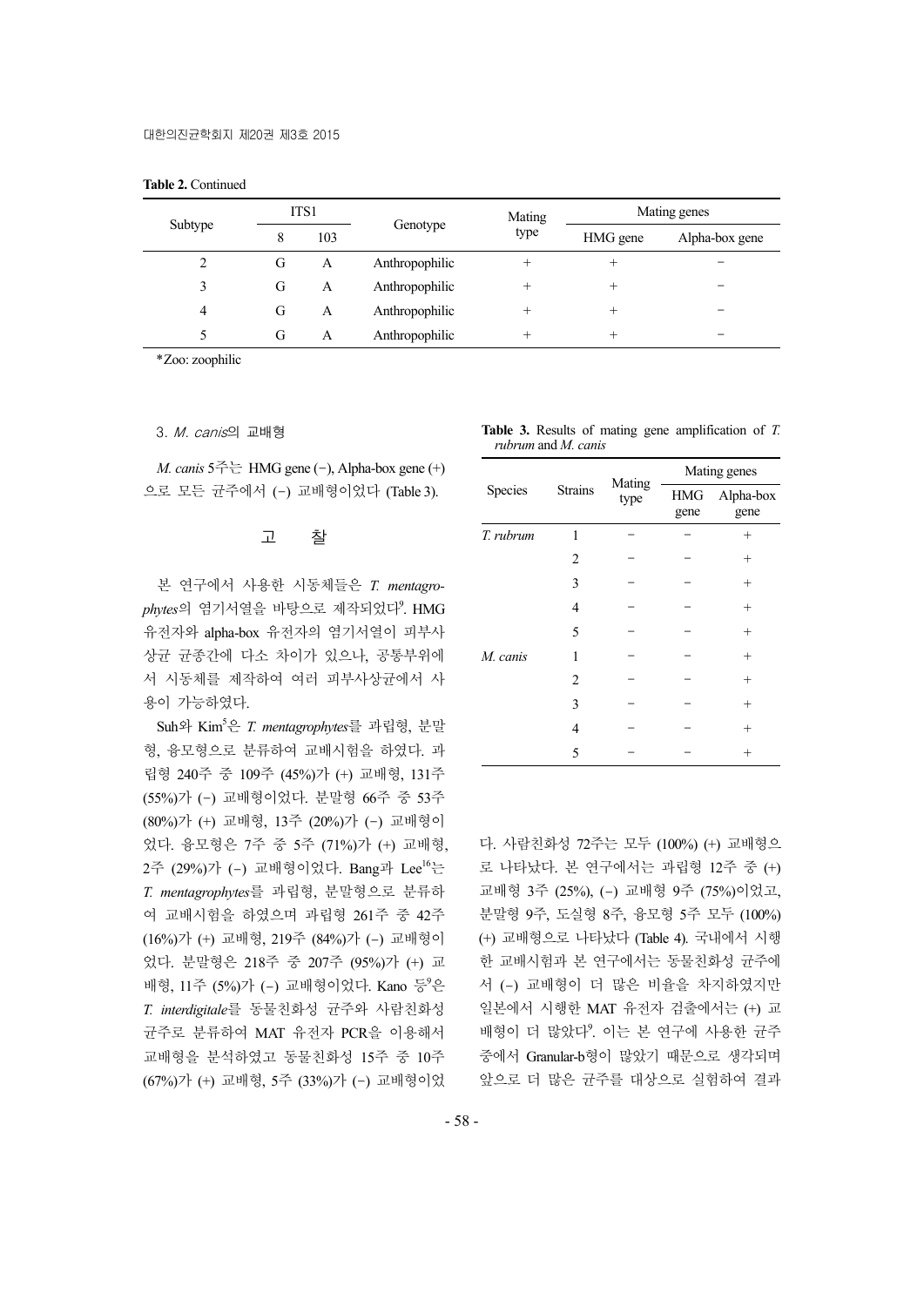**Table 2.** Continued

| Subtype | ITS1 | | Genotype | Mating type | Mating genes | |
|---|---|---|---|---|---|---|
| | 8 | 103 | | | HMG gene | Alpha-box gene |
| 2 | G | A | Anthropophilic | + | + | − |
| 3 | G | A | Anthropophilic | + | + | − |
| 4 | G | A | Anthropophilic | + | + | − |
| 5 | G | A | Anthropophilic | + | + | − |

*Zoo: zoophilic

3. *M. canis*의 교배형

*M. canis* 5주는 HMG gene (−), Alpha-box gene (+)으로 모든 균주에서 (−) 교배형이었다 (Table 3).

**Table 3.** Results of mating gene amplification of *T. rubrum* and *M. canis*

| Species | Strains | Mating type | Mating genes | |
|---|---|---|---|---|
| | | | HMG gene | Alpha-box gene |
| *T. rubrum* | 1 | − | − | + |
| | 2 | − | − | + |
| | 3 | − | − | + |
| | 4 | − | − | + |
| | 5 | − | − | + |
| *M. canis* | 1 | − | − | + |
| | 2 | − | − | + |
| | 3 | − | − | + |
| | 4 | − | − | + |
| | 5 | − | − | + |

## 고 찰

본 연구에서 사용한 시동체들은 *T. mentagrophytes*의 염기서열을 바탕으로 제작되었다[9]. HMG 유전자와 alpha-box 유전자의 염기서열이 피부사상균 균종간에 다소 차이가 있으나, 공통부위에서 시동체를 제작하여 여러 피부사상균에서 사용이 가능하였다.

Suh와 Kim[5]은 *T. mentagrophytes*를 과립형, 분말형, 융모형으로 분류하여 교배시험을 하였다. 과립형 240주 중 109주 (45%)가 (+) 교배형, 131주 (55%)가 (−) 교배형이었다. 분말형 66주 중 53주 (80%)가 (+) 교배형, 13주 (20%)가 (−) 교배형이었다. 융모형은 7주 중 5주 (71%)가 (+) 교배형, 2주 (29%)가 (−) 교배형이었다. Bang과 Lee[16]는 *T. mentagrophytes*를 과립형, 분말형으로 분류하여 교배시험을 하였으며 과립형 261주 중 42주 (16%)가 (+) 교배형, 219주 (84%)가 (−) 교배형이었다. 분말형은 218주 중 207주 (95%)가 (+) 교배형, 11주 (5%)가 (−) 교배형이었다. Kano 등[9]은 *T. interdigitale*를 동물친화성 균주와 사람친화성 균주로 분류하여 MAT 유전자 PCR을 이용해서 교배형을 분석하였고 동물친화성 15주 중 10주 (67%)가 (+) 교배형, 5주 (33%)가 (−) 교배형이었다. 사람친화성 72주는 모두 (100%) (+) 교배형으로 나타났다. 본 연구에서는 과립형 12주 중 (+) 교배형 3주 (25%), (−) 교배형 9주 (75%)이었고, 분말형 9주, 도실형 8주, 융모형 5주 모두 (100%) (+) 교배형으로 나타났다 (Table 4). 국내에서 시행한 교배시험과 본 연구에서는 동물친화성 균주에서 (−) 교배형이 더 많은 비율을 차지하였지만 일본에서 시행한 MAT 유전자 검출에서는 (+) 교배형이 더 많았다[9]. 이는 본 연구에 사용한 균주 중에서 Granular-b형이 많았기 때문으로 생각되며 앞으로 더 많은 균주를 대상으로 실험하여 결과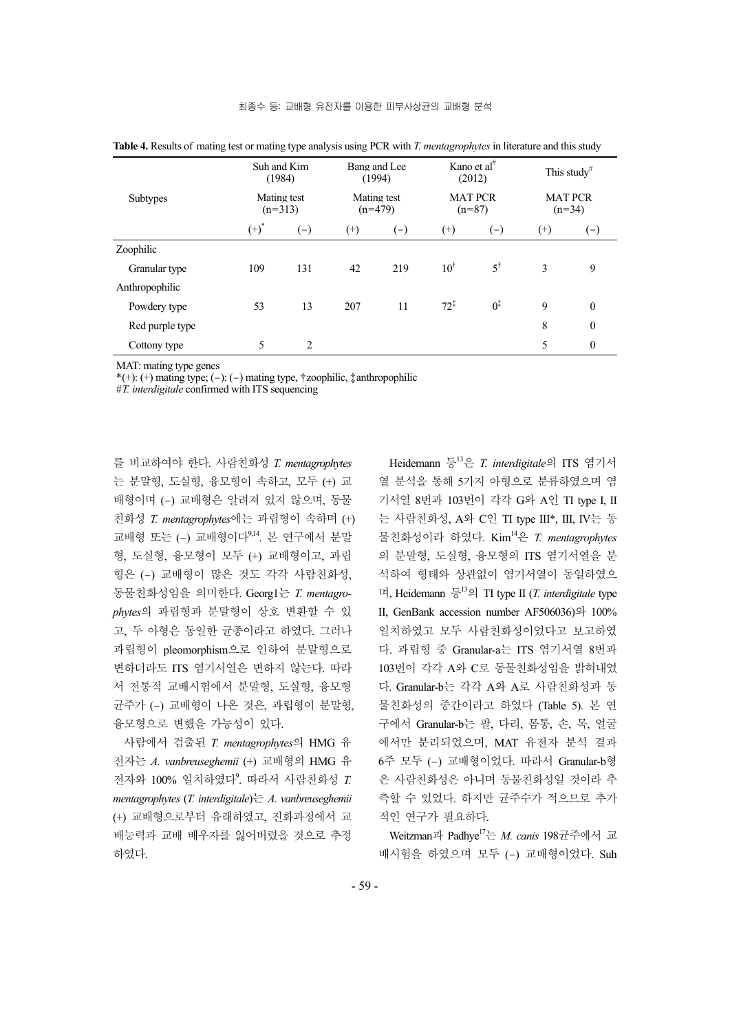**Table 4.** Results of mating test or mating type analysis using PCR with *T. mentagrophytes* in literature and this study

| Subtypes | Suh and Kim (1984) | | Bang and Lee (1994) | | Kano et al[#] (2012) | | This study[#] | |
|---|---|---|---|---|---|---|---|---|
| | Mating test (n=313) | | Mating test (n=479) | | MAT PCR (n=87) | | MAT PCR (n=34) | |
| | (+)[*] | (−) | (+) | (−) | (+) | (−) | (+) | (−) |
| Zoophilic | | | | | | | | |
| Granular type | 109 | 131 | 42 | 219 | 10[†] | 5[†] | 3 | 9 |
| Anthropophilic | | | | | | | | |
| Powdery type | 53 | 13 | 207 | 11 | 72[‡] | 0[‡] | 9 | 0 |
| Red purple type | | | | | | | 8 | 0 |
| Cottony type | 5 | 2 | | | | | 5 | 0 |

MAT: mating type genes
*(+): (+) mating type; (−): (−) mating type, †zoophilic, ‡anthropophilic
#*T. interdigitale* confirmed with ITS sequencing

를 비교하여야 한다. 사람친화성 *T. mentagrophytes*는 분말형, 도실형, 융모형이 속하고, 모두 (+) 교배형이며 (−) 교배형은 알려져 있지 않으며, 동물친화성 *T. mentagrophytes*에는 과립형이 속하며 (+) 교배형 또는 (−) 교배형이다[9,14]. 본 연구에서 분말형, 도실형, 융모형이 모두 (+) 교배형이고, 과립형은 (−) 교배형이 많은 것도 각각 사람친화성, 동물친화성임을 의미한다. Georg1는 *T. mentagrophytes*의 과립형과 분말형이 상호 변환할 수 있고, 두 아형은 동일한 균종이라고 하였다. 그러나 과립형이 pleomorphism으로 인하여 분말형으로 변하더라도 ITS 염기서열은 변하지 않는다. 따라서 전통적 교배시험에서 분말형, 도실형, 융모형 균주가 (−) 교배형이 나온 것은, 과립형이 분말형, 융모형으로 변했을 가능성이 있다.

사람에서 검출된 *T. mentagrophytes*의 HMG 유전자는 *A. vanbreuseghemii* (+) 교배형의 HMG 유전자와 100% 일치하였다[9]. 따라서 사람친화성 *T. mentagrophytes* (*T. interdigitale*)는 *A. vanbreuseghemii* (+) 교배형으로부터 유래하였고, 진화과정에서 교배능력과 교배 배우자를 잃어버렸을 것으로 추정하였다.

Heidemann 등[13]은 *T. interdigitale*의 ITS 염기서열 분석을 통해 5가지 아형으로 분류하였으며 염기서열 8번과 103번이 각각 G와 A인 TI type I, II는 사람친화성, A와 C인 TI type III*, III, IV는 동물친화성이라 하였다. Kim[14]은 *T. mentagrophytes*의 분말형, 도실형, 융모형의 ITS 염기서열을 분석하여 형태와 상관없이 염기서열이 동일하였으며, Heidemann 등[13]의 TI type II (*T. interdigitale* type II, GenBank accession number AF506036)와 100% 일치하였고 모두 사람친화성이었다고 보고하였다. 과립형 중 Granular-a는 ITS 염기서열 8번과 103번이 각각 A와 C로 동물친화성임을 밝혀내었다. Granular-b는 각각 A와 A로 사람친화성과 동물친화성의 중간이라고 하였다 (Table 5). 본 연구에서 Granular-b는 팔, 다리, 몸통, 손, 목, 얼굴에서만 분리되었으며, MAT 유전자 분석 결과 6주 모두 (−) 교배형이었다. 따라서 Granular-b형은 사람친화성은 아니며 동물친화성일 것이라 추측할 수 있었다. 하지만 균주수가 적으므로 추가적인 연구가 필요하다.

Weitzman과 Padhye[17]는 *M. canis* 198균주에서 교배시험을 하였으며 모두 (−) 교배형이었다. Suh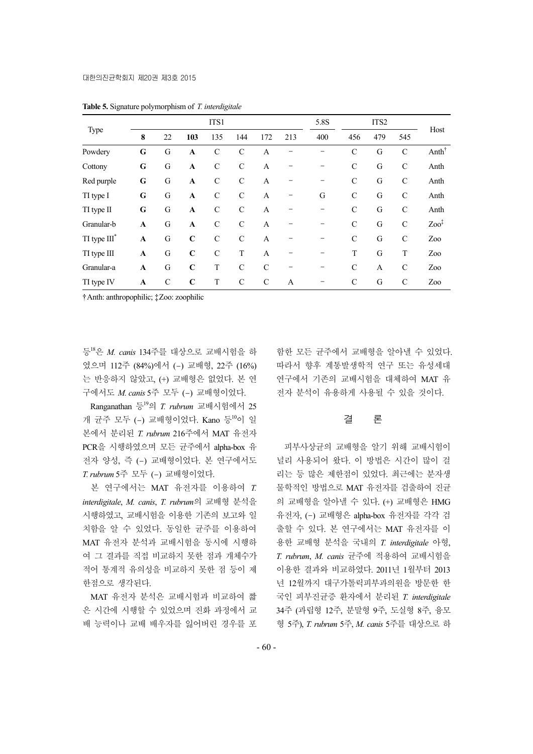**Table 5.** Signature polymorphism of *T. interdigitale*

| Type | ITS1 | | | | | | | 5.8S | ITS2 | | | Host |
|---|---|---|---|---|---|---|---|---|---|---|---|---|
| | **8** | 22 | **103** | 135 | 144 | 172 | 213 | 400 | 456 | 479 | 545 | |
| Powdery | **G** | G | **A** | C | C | A | − | − | C | G | C | Anth† |
| Cottony | **G** | G | **A** | C | C | A | − | − | C | G | C | Anth |
| Red purple | **G** | G | **A** | C | C | A | − | − | C | G | C | Anth |
| TI type I | **G** | G | **A** | C | C | A | − | G | C | G | C | Anth |
| TI type II | **G** | G | **A** | C | C | A | − | − | C | G | C | Anth |
| Granular-b | **A** | G | **A** | C | C | A | − | − | C | G | C | Zoo‡ |
| TI type III* | **A** | G | **C** | C | C | A | − | − | C | G | C | Zoo |
| TI type III | **A** | G | **C** | C | T | A | − | − | T | G | T | Zoo |
| Granular-a | **A** | G | **C** | T | C | C | − | − | C | A | C | Zoo |
| TI type IV | **A** | C | **C** | T | C | C | A | − | C | G | C | Zoo |

†Anth: anthropophilic; ‡Zoo: zoophilic

등[18]은 *M. canis* 134주를 대상으로 교배시험을 하였으며 112주 (84%)에서 (−) 교배형, 22주 (16%)는 반응하지 않았고, (+) 교배형은 없었다. 본 연구에서도 *M. canis* 5주 모두 (−) 교배형이었다.

Ranganathan 등[19]의 *T. rubrum* 교배시험에서 25개 균주 모두 (−) 교배형이었다. Kano 등[10]이 일본에서 분리된 *T. rubrum* 216주에서 MAT 유전자 PCR을 시행하였으며 모든 균주에서 alpha-box 유전자 양성, 즉 (−) 교배형이었다. 본 연구에서도 *T. rubrum* 5주 모두 (−) 교배형이었다.

본 연구에서는 MAT 유전자를 이용하여 *T. interdigitale*, *M. canis*, *T. rubrum*의 교배형 분석을 시행하였고, 교배시험을 이용한 기존의 보고와 일치함을 알 수 있었다. 동일한 균주를 이용하여 MAT 유전자 분석과 교배시험을 동시에 시행하여 그 결과를 직접 비교하지 못한 점과 개체수가 적어 통계적 유의성을 비교하지 못한 점 등이 제한점으로 생각된다.

MAT 유전자 분석은 교배시험과 비교하여 짧은 시간에 시행할 수 있었으며 진화 과정에서 교배 능력이나 교배 배우자를 잃어버린 경우를 포함한 모든 균주에서 교배형을 알아낼 수 있었다. 따라서 향후 계통발생학적 연구 또는 유성세대 연구에서 기존의 교배시험을 대체하여 MAT 유전자 분석이 유용하게 사용될 수 있을 것이다.

## 결 론

피부사상균의 교배형을 알기 위해 교배시험이 널리 사용되어 왔다. 이 방법은 시간이 많이 걸리는 등 많은 제한점이 있었다. 최근에는 분자생물학적인 방법으로 MAT 유전자를 검출하여 진균의 교배형을 알아낼 수 있다. (+) 교배형은 HMG 유전자, (−) 교배형은 alpha-box 유전자를 각각 검출할 수 있다. 본 연구에서는 MAT 유전자를 이용한 교배형 분석을 국내의 *T. interdigitale* 아형, *T. rubrum*, *M. canis* 균주에 적용하여 교배시험을 이용한 결과와 비교하였다. 2011년 1월부터 2013년 12월까지 대구가톨릭피부과의원을 방문한 한국인 피부진균증 환자에서 분리된 *T. interdigitale* 34주 (과립형 12주, 분말형 9주, 도실형 8주, 융모형 5주), *T. rubrum* 5주, *M. canis* 5주를 대상으로 하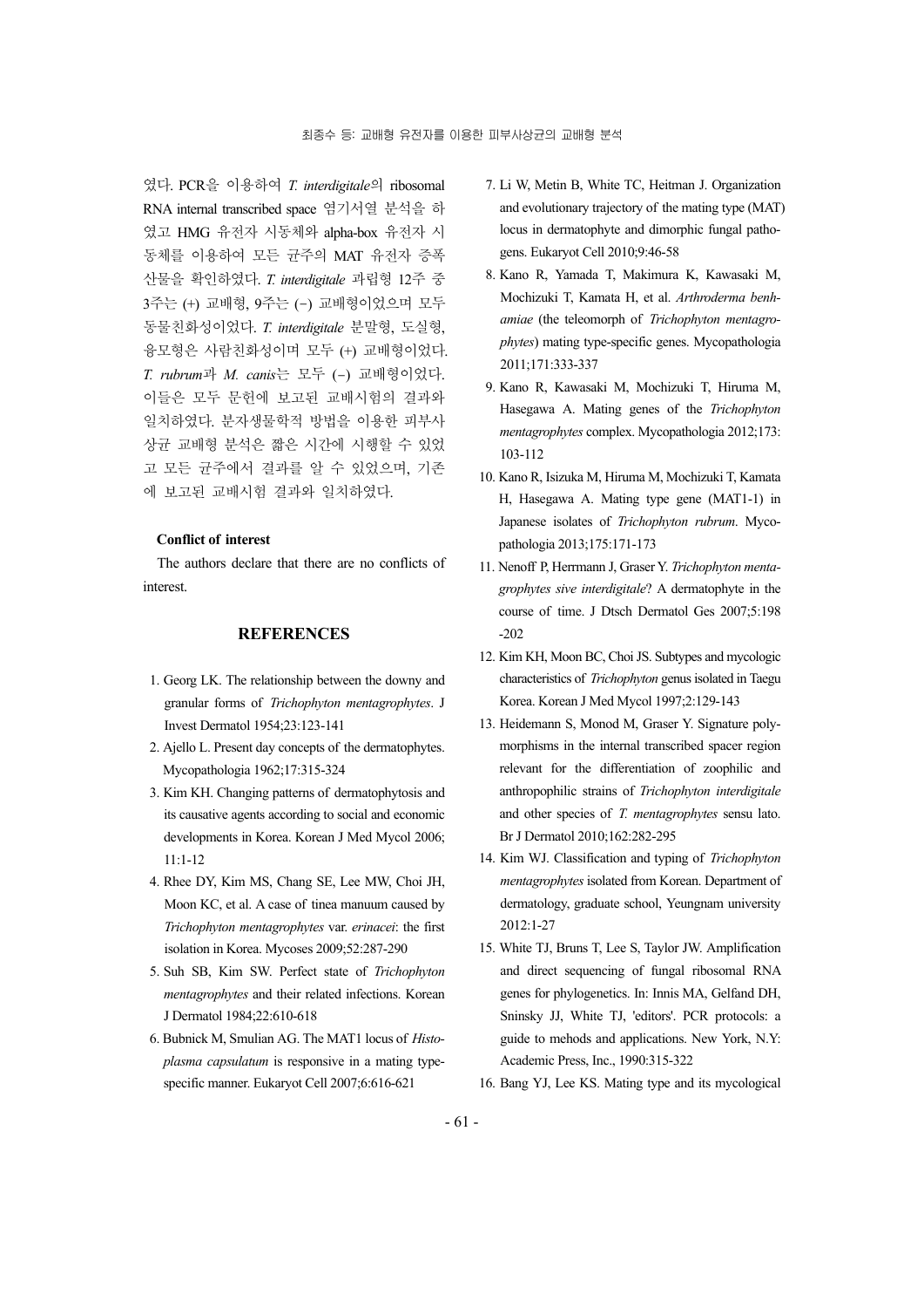였다. PCR을 이용하여 *T. interdigitale*의 ribosomal RNA internal transcribed space 염기서열 분석을 하였고 HMG 유전자 시동체와 alpha-box 유전자 시동체를 이용하여 모든 균주의 MAT 유전자 증폭 산물을 확인하였다. *T. interdigitale* 과립형 12주 중 3주는 (+) 교배형, 9주는 (−) 교배형이었으며 모두 동물친화성이었다. *T. interdigitale* 분말형, 도실형, 융모형은 사람친화성이며 모두 (+) 교배형이었다. *T. rubrum*과 *M. canis*는 모두 (−) 교배형이었다. 이들은 모두 문헌에 보고된 교배시험의 결과와 일치하였다. 분자생물학적 방법을 이용한 피부사상균 교배형 분석은 짧은 시간에 시행할 수 있었고 모든 균주에서 결과를 알 수 있었으며, 기존에 보고된 교배시험 결과와 일치하였다.

**Conflict of interest**

The authors declare that there are no conflicts of interest.

## REFERENCES

1. Georg LK. The relationship between the downy and granular forms of *Trichophyton mentagrophytes*. J Invest Dermatol 1954;23:123-141
2. Ajello L. Present day concepts of the dermatophytes. Mycopathologia 1962;17:315-324
3. Kim KH. Changing patterns of dermatophytosis and its causative agents according to social and economic developments in Korea. Korean J Med Mycol 2006; 11:1-12
4. Rhee DY, Kim MS, Chang SE, Lee MW, Choi JH, Moon KC, et al. A case of tinea manuum caused by *Trichophyton mentagrophytes* var. *erinacei*: the first isolation in Korea. Mycoses 2009;52:287-290
5. Suh SB, Kim SW. Perfect state of *Trichophyton mentagrophytes* and their related infections. Korean J Dermatol 1984;22:610-618
6. Bubnick M, Smulian AG. The MAT1 locus of *Histoplasma capsulatum* is responsive in a mating type-specific manner. Eukaryot Cell 2007;6:616-621
7. Li W, Metin B, White TC, Heitman J. Organization and evolutionary trajectory of the mating type (MAT) locus in dermatophyte and dimorphic fungal pathogens. Eukaryot Cell 2010;9:46-58
8. Kano R, Yamada T, Makimura K, Kawasaki M, Mochizuki T, Kamata H, et al. *Arthroderma benhamiae* (the teleomorph of *Trichophyton mentagrophytes*) mating type-specific genes. Mycopathologia 2011;171:333-337
9. Kano R, Kawasaki M, Mochizuki T, Hiruma M, Hasegawa A. Mating genes of the *Trichophyton mentagrophytes* complex. Mycopathologia 2012;173: 103-112
10. Kano R, Isizuka M, Hiruma M, Mochizuki T, Kamata H, Hasegawa A. Mating type gene (MAT1-1) in Japanese isolates of *Trichophyton rubrum*. Mycopathologia 2013;175:171-173
11. Nenoff P, Herrmann J, Graser Y. *Trichophyton mentagrophytes sive interdigitale*? A dermatophyte in the course of time. J Dtsch Dermatol Ges 2007;5:198 -202
12. Kim KH, Moon BC, Choi JS. Subtypes and mycologic characteristics of *Trichophyton* genus isolated in Taegu Korea. Korean J Med Mycol 1997;2:129-143
13. Heidemann S, Monod M, Graser Y. Signature polymorphisms in the internal transcribed spacer region relevant for the differentiation of zoophilic and anthropophilic strains of *Trichophyton interdigitale* and other species of *T. mentagrophytes* sensu lato. Br J Dermatol 2010;162:282-295
14. Kim WJ. Classification and typing of *Trichophyton mentagrophytes* isolated from Korean. Department of dermatology, graduate school, Yeungnam university 2012:1-27
15. White TJ, Bruns T, Lee S, Taylor JW. Amplification and direct sequencing of fungal ribosomal RNA genes for phylogenetics. In: Innis MA, Gelfand DH, Sninsky JJ, White TJ, 'editors'. PCR protocols: a guide to mehods and applications. New York, N.Y: Academic Press, Inc., 1990:315-322
16. Bang YJ, Lee KS. Mating type and its mycological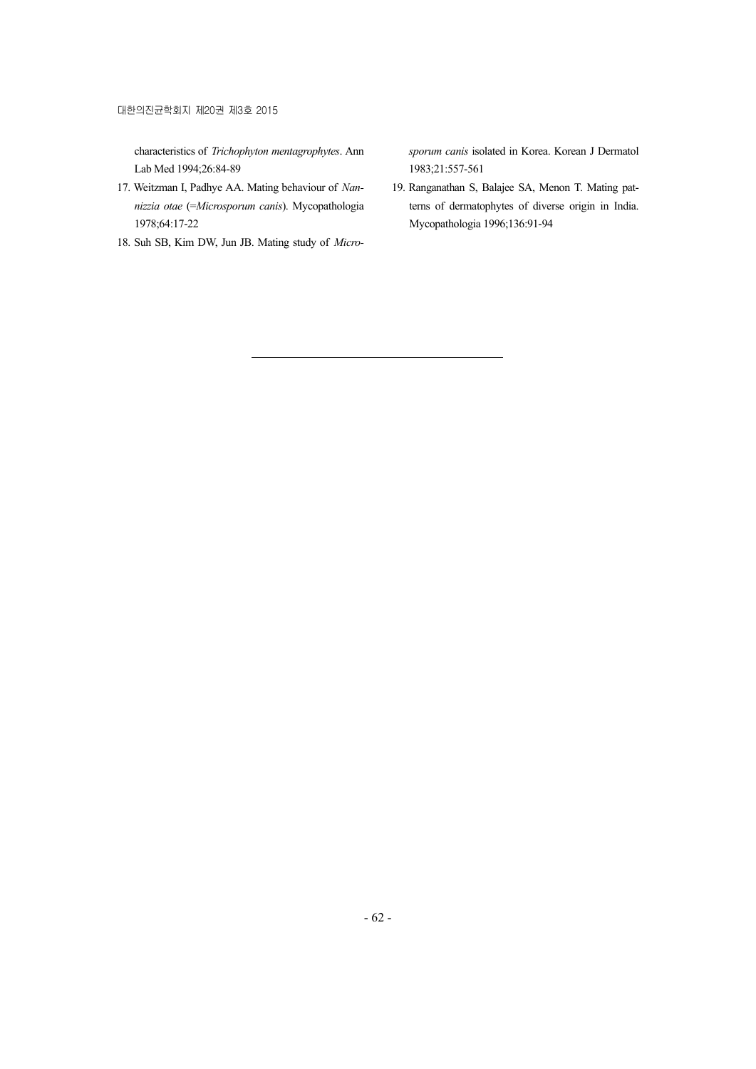characteristics of *Trichophyton mentagrophytes*. Ann Lab Med 1994;26:84-89

17. Weitzman I, Padhye AA. Mating behaviour of *Nannizzia otae* (=*Microsporum canis*). Mycopathologia 1978;64:17-22
18. Suh SB, Kim DW, Jun JB. Mating study of *Microsporum canis* isolated in Korea. Korean J Dermatol 1983;21:557-561
19. Ranganathan S, Balajee SA, Menon T. Mating patterns of dermatophytes of diverse origin in India. Mycopathologia 1996;136:91-94